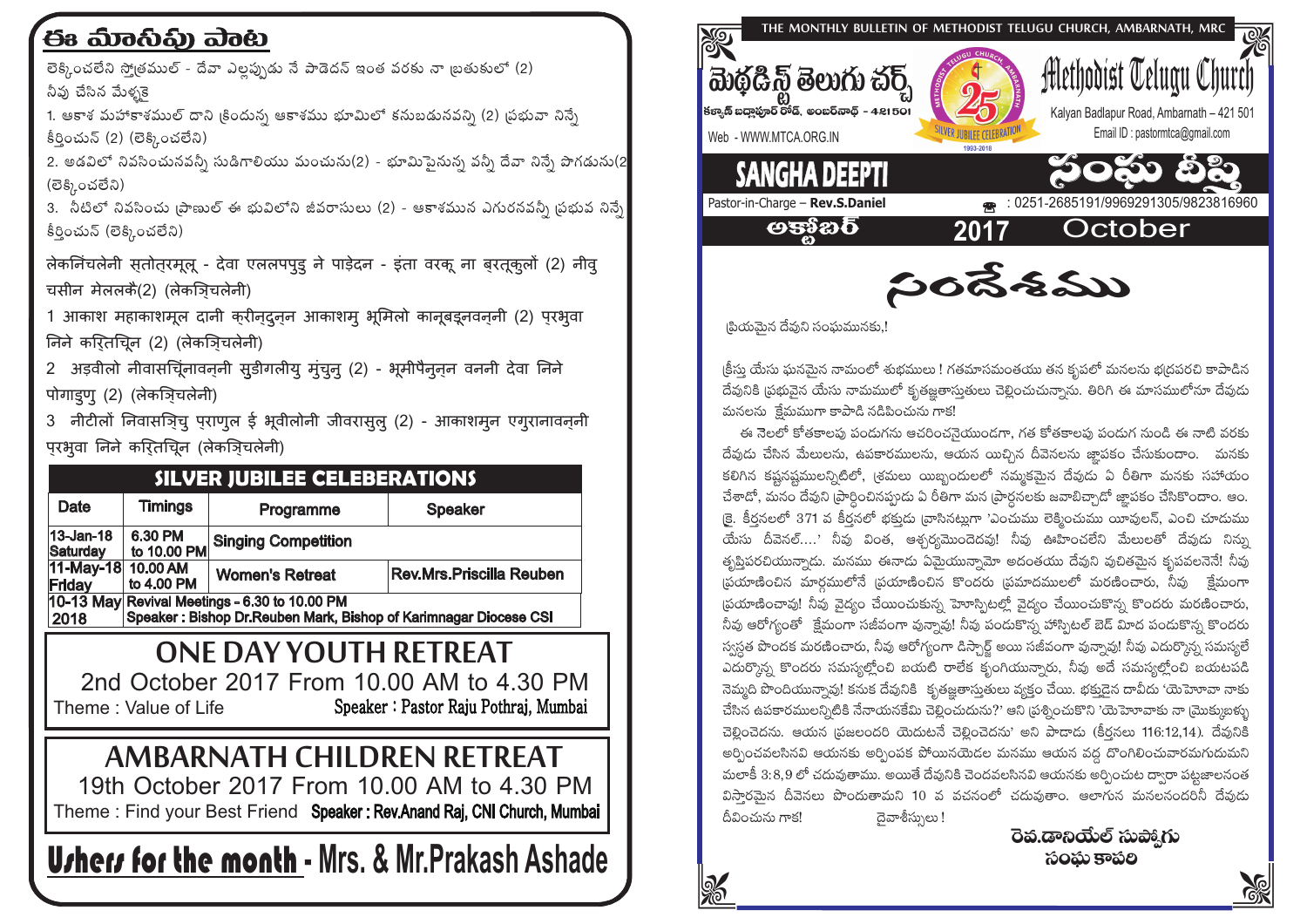## ఈ మాసపు పాట

లెక్కించలేని స్తోత్రముల్ - దేవా ఎల్లప్పుడు నే పాడెదన్ ఇంత వరకు నా బ్రతుకులో (2) నీవు చేసిన మేళ్ళకై

1. ఆకాశ మహాకాశముల్ దాని క్రిందున్న ఆకాశము భూమిలో కనబడునవన్ని (2) ప్రభువా నిన్నే కీర్తించున్ (2) (లెక్కించలేని)

2. అడవిలో నివసించునవన్నీ సుడిగాలియు మంచును(2) - భూమిపైనున్న వన్నీ దేవా నిన్నే పొగడును(2) (లెక్కించలేని)

3. నీటిలో నివసించు ప్రాణుల్ ఈ భువిలోని జీవరాసులు (2) - ఆకాశమున ఎగురునవన్నీ ప్రభువ నిన్నే కీర్తించున్ (లెక్కించలేని)

लेकनिंचलेनी स्तोत्रमूलू - देवा एललपपुडु ने पाड़ेदन - इंता वरकू ना ब्रतूकुलों (2) नीवु चसीन मेललकै(2) (लेकन्त्रिचलेनी)

1 आकाश महाकाशमूल दानी क्रीनदुन्न आकाशमु भूमिलो कानूबडूनवन्नी (2) प्रभुवा निने करितचून (2) (लेकन्त्रिचलेनी)

2 अड़वीलो नीवासचूंनावन्नी सुडीगलीयु मुंचुनु (2) - भूमीपैनुन्न वननी देवा निने पोगाडुणु (2) (लेकन्त्रिचलेनी)

3 नीटीलों निवासत्रिचु प्राणुल ई भूवीलोनी जीवरासुलु (2) - आकाशमुन एगुरानावन्नी प्रभुवा निने करितचून (लेकन्त्रिचलेनी)

### SILVER JUBILEE CELEBERATIONS

| Date | Timings | Programme | Speaker |
|---|---|---|---|
| 13-Jan-18 Saturday | 6.30 PM to 10.00 PM | Singing Competition | |
| 11-May-18 Friday | 10.00 AM to 4.00 PM | Women's Retreat | Rev.Mrs.Priscilla Reuben |
| 10-13 May 2018 | Revival Meetings - 6.30 to 10.00 PM<br>Speaker : Bishop Dr.Reuben Mark, Bishop of Karimnagar Diocese CSI | | |

### ONE DAY YOUTH RETREAT

2nd October 2017 From 10.00 AM to 4.30 PM

Theme : Value of Life — Speaker : Pastor Raju Pothraj, Mumbai

### AMBARNATH CHILDREN RETREAT

19th October 2017 From 10.00 AM to 4.30 PM

Theme : Find your Best Friend — **Speaker : Rev.Anand Raj, CNI Church, Mumbai**

### Ushers for the month - Mrs. & Mr.Prakash Ashade

---

THE MONTHLY BULLETIN OF METHODIST TELUGU CHURCH, AMBARNATH, MRC

# మెథడిస్ట్ తెలుగు చర్చ్ / Methodist Telugu Church

కళ్యాణ్ బద్లాపూర్ రోడ్, అంబర్‌నాథ్ - 421501

Kalyan Badlapur Road, Ambarnath – 421 501

Web - WWW.MTCA.ORG.IN

Email ID : pastormtca@gmail.com

25 SILVER JUBILEE CELEBRATION 1993-2018

# SANGHA DEEPTI / సంఘ దీప్తి

Pastor-in-Charge – **Rev.S.Daniel**

☎ : 0251-2685191/9969291305/9823816960

అక్టోబర్ 2017 October

## సందేశము

ప్రియమైన దేవుని సంఘమునకు,!

క్రీస్తు యేసు ఘనమైన నామంలో శుభములు ! గతమాసమంతయు తన కృపలో మనలను భద్రపరచి కాపాడిన దేవునికి ప్రభువైన యేసు నామములో కృతజ్ఞతాస్తుతులు చెల్లించుచున్నాను. తిరిగి ఈ మాసములోనూ దేవుడు మనలను క్షేమముగా కాపాడి నడిపించును గాక!

ఈ నెలలో కోతకాలపు పండుగను ఆచరించనైయుండగా, గత కోతకాలపు పండుగ నుండి ఈ నాటి వరకు దేవుడు చేసిన మేలులను, ఉపకారములను, ఆయన యిచ్చిన దీవెనలను జ్ఞాపకం చేసుకుందాం. మనకు కలిగిన కష్టనష్టములన్నిటిలో, శ్రమలు యిబ్బందులలో నమ్మకమైన దేవుడు ఏ రీతిగా మనకు సహాయం చేశాడో, మనం దేవుని ప్రార్థించినప్పుడు ఏ రీతిగా మన ప్రార్థనలకు జవాబిచ్చాడో జ్ఞాపకం చేసికొందాం. ఆం. క్రై. కీర్తనలలో 371 వ కీర్తనలో భక్తుడు వ్రాసినట్లుగా 'ఎంచుము లెక్కించుము యావులన్, ఎంచి చూడుము యేసు దీవెనల్....' నీవు వింత, ఆశ్చర్యమొందెదవు! నీవు ఊహించలేని మేలులతో దేవుడు నిన్ను తృప్తిపరచియున్నాడు. మనము ఈనాడు ఏమైయున్నామో అదంతయు దేవుని వుచితమైన కృపవలననే! నీవు ప్రయాణించిన మార్గములోనే ప్రయాణించిన కొందరు ప్రమాదములలో మరణించారు, నీవు క్షేమంగా ప్రయాణించావు! నీవు వైద్యం చేయించుకున్న హాస్పిటల్లో వైద్యం చేయించుకొన్న కొందరు మరణించారు, నీవు ఆరోగ్యంతో క్షేమంగా సజీవంగా వున్నావు! నీవు పండుకొన్న హాస్పిటల్ బెడ్ మీద పండుకొన్న కొందరు స్వస్థత పొందక మరణించారు, నీవు ఆరోగ్యంగా డిస్చార్జ్ అయి సజీవంగా వున్నావు! నీవు ఎదుర్కొన్న సమస్యలే ఎదుర్కొన్న కొందరు సమస్యల్లోంచి బయటి రాలేక కృంగియున్నారు, నీవు అదే సమస్యల్లోంచి బయటపడి నెమ్మది పొందియున్నావు! కనుక దేవునికి కృతజ్ఞతాస్తుతులు వ్యక్తం చేయి. భక్తుడైన దావీదు 'యెహోవా నాకు చేసిన ఉపకారములన్నిటికి నేనాయనకేమి చెల్లించుదును?' అని ప్రశ్నించుకొని 'యెహోవాకు నా మ్రొక్కుబళ్ళు చెల్లించెదను. ఆయన ప్రజలందరి యెదుటనే చెల్లించెదను' అని పాడాడు (కీర్తనలు 116:12,14). దేవునికి అర్పించవలసినవి ఆయనకు అర్పింపక పోయినయెడల మనము ఆయన వద్ద దొంగిలించువారమగుదుమని మలాకీ 3:8,9 లో చదువుతాము. అయితే దేవునికి చెందవలసినవి ఆయనకు అర్పించుట ద్వారా పట్టజాలనంత విస్తారమైన దీవెనలు పొందుతామని 10 వ వచనంలో చదువుతాం. ఆలాగున మనలనందరినీ దేవుడు దీవించును గాక! దైవాశీస్సులు !

**రెవ.డానియేల్ సుప్పోగు**
**సంఘ కాపరి**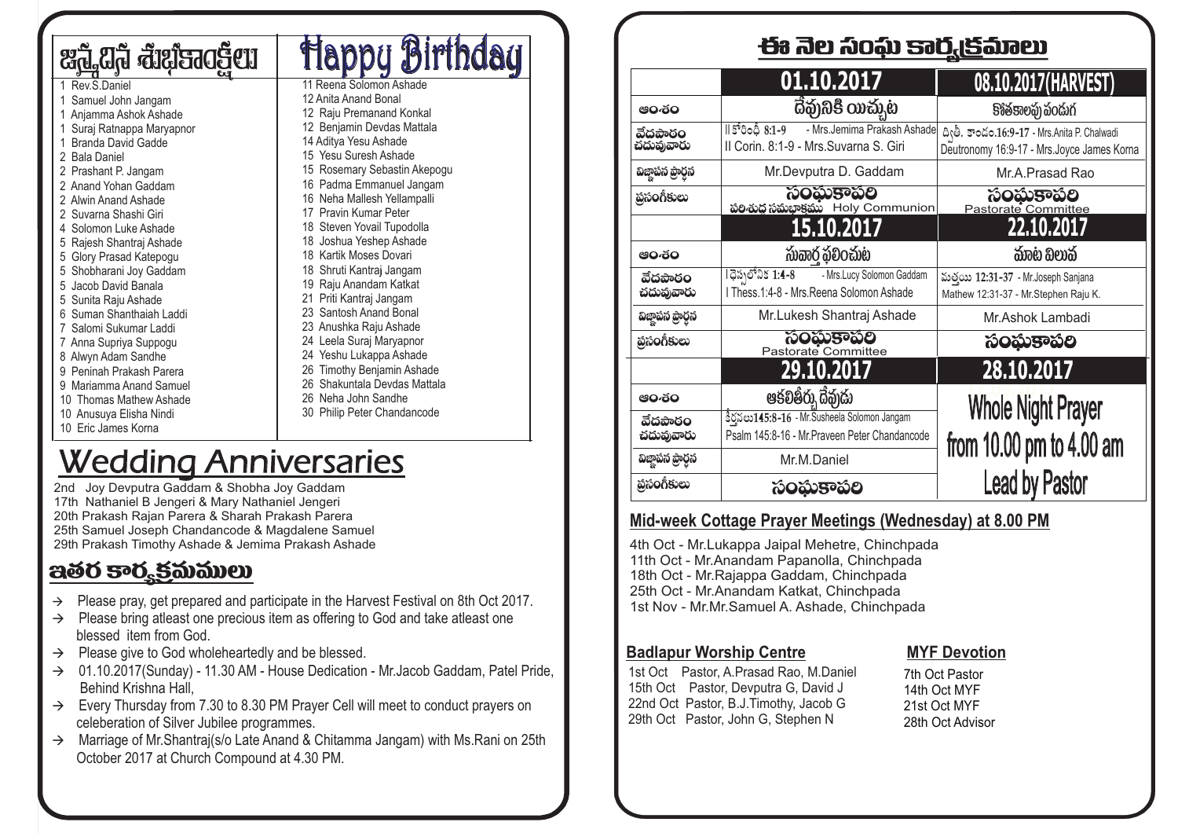## జన్మదిన శుభాకాంక్షలు

## Happy Birthday

1 Rev.S.Daniel
1 Samuel John Jangam
1 Anjamma Ashok Ashade
1 Suraj Ratnappa Maryapnor
1 Branda David Gadde
2 Bala Daniel
2 Prashant P. Jangam
2 Anand Yohan Gaddam
2 Alwin Anand Ashade
2 Suvarna Shashi Giri
4 Solomon Luke Ashade
5 Rajesh Shantraj Ashade
5 Glory Prasad Katepogu
5 Shobharani Joy Gaddam
5 Jacob David Banala
5 Sunita Raju Ashade
6 Suman Shanthaiah Laddi
7 Salomi Sukumar Laddi
7 Anna Supriya Suppogu
8 Alwyn Adam Sandhe
9 Peninah Prakash Parera
9 Mariamma Anand Samuel
10 Thomas Mathew Ashade
10 Anusuya Elisha Nindi
10 Eric James Korna
11 Reena Solomon Ashade
12 Anita Anand Bonal
12 Raju Premanand Konkal
12 Benjamin Devdas Mattala
14 Aditya Yesu Ashade
15 Yesu Suresh Ashade
15 Rosemary Sebastin Akepogu
16 Padma Emmanuel Jangam
16 Neha Mallesh Yellampalli
17 Pravin Kumar Peter
18 Steven Yovail Tupodolla
18 Joshua Yeshep Ashade
18 Kartik Moses Dovari
18 Shruti Kantraj Jangam
19 Raju Anandam Katkat
21 Priti Kantraj Jangam
23 Santosh Anand Bonal
23 Anushka Raju Ashade
24 Leela Suraj Maryapnor
24 Yeshu Lukappa Ashade
26 Timothy Benjamin Ashade
26 Shakuntala Devdas Mattala
26 Neha John Sandhe
30 Philip Peter Chandancode

## Wedding Anniversaries

2nd Joy Devputra Gaddam & Shobha Joy Gaddam
17th Nathaniel B Jengeri & Mary Nathaniel Jengeri
20th Prakash Rajan Parera & Sharah Prakash Parera
25th Samuel Joseph Chandancode & Magdalene Samuel
29th Prakash Timothy Ashade & Jemima Prakash Ashade

## ఇతర కార్యక్రమములు

- Please pray, get prepared and participate in the Harvest Festival on 8th Oct 2017.
- Please bring atleast one precious item as offering to God and take atleast one blessed item from God.
- Please give to God wholeheartedly and be blessed.
- 01.10.2017(Sunday) - 11.30 AM - House Dedication - Mr.Jacob Gaddam, Patel Pride, Behind Krishna Hall,
- Every Thursday from 7.30 to 8.30 PM Prayer Cell will meet to conduct prayers on celeberation of Silver Jubilee programmes.
- Marriage of Mr.Shantraj(s/o Late Anand & Chitamma Jangam) with Ms.Rani on 25th October 2017 at Church Compound at 4.30 PM.

## ఈ నెల సంఘ కార్యక్రమాలు

| | 01.10.2017 | 08.10.2017(HARVEST) |
|---|---|---|
| ఆం.శం | దేవునికి యిచ్చుట | కోతకాలపు పండుగ |
| వేదపాఠం చదువువారు | II కొరింథీ 8:1-9 - Mrs.Jemima Prakash Ashade<br>II Corin. 8:1-9 - Mrs.Suvarna S. Giri | ద్వితీ. కాండం.16:9-17 - Mrs.Anita P. Chalwadi<br>Deutronomy 16:9-17 - Mrs.Joyce James Korna |
| విజ్ఞాపన ప్రార్థన | Mr.Devputra D. Gaddam | Mr.A.Prasad Rao |
| ప్రసంగీకులు | సంఘకాపరి<br>పరిశుద్ధ సమభాకము Holy Communion | సంఘకాపరి<br>Pastorate Committee |
| | 15.10.2017 | 22.10.2017 |
| ఆం.శం | సువార్త ఫలించుట | మాట విలువ |
| వేదపాఠం చదువువారు | I థెస్సలొనిక 1:4-8 - Mrs.Lucy Solomon Gaddam<br>I Thess.1:4-8 - Mrs.Reena Solomon Ashade | మత్తయి 12:31-37 - Mr.Joseph Sanjana<br>Mathew 12:31-37 - Mr.Stephen Raju K. |
| విజ్ఞాపన ప్రార్థన | Mr.Lukesh Shantraj Ashade | Mr.Ashok Lambadi |
| ప్రసంగీకులు | సంఘకాపరి<br>Pastorate Committee | సంఘకాపరి |
| | 29.10.2017 | 28.10.2017 |
| ఆం.శం | ఆకలితీర్చు దేవుడు | Whole Night Prayer from 10.00 pm to 4.00 am Lead by Pastor |
| వేదపాఠం చదువువారు | కీర్తనలు145:8-16 - Mr.Susheela Solomon Jangam<br>Psalm 145:8-16 - Mr.Praveen Peter Chandancode | |
| విజ్ఞాపన ప్రార్థన | Mr.M.Daniel | |
| ప్రసంగీకులు | సంఘకాపరి | |

## Mid-week Cottage Prayer Meetings (Wednesday) at 8.00 PM

4th Oct - Mr.Lukappa Jaipal Mehetre, Chinchpada
11th Oct - Mr.Anandam Papanolla, Chinchpada
18th Oct - Mr.Rajappa Gaddam, Chinchpada
25th Oct - Mr.Anandam Katkat, Chinchpada
1st Nov - Mr.Mr.Samuel A. Ashade, Chinchpada

### Badlapur Worship Centre

1st Oct Pastor, A.Prasad Rao, M.Daniel
15th Oct Pastor, Devputra G, David J
22nd Oct Pastor, B.J.Timothy, Jacob G
29th Oct Pastor, John G, Stephen N

### MYF Devotion

7th Oct Pastor
14th Oct MYF
21st Oct MYF
28th Oct Advisor